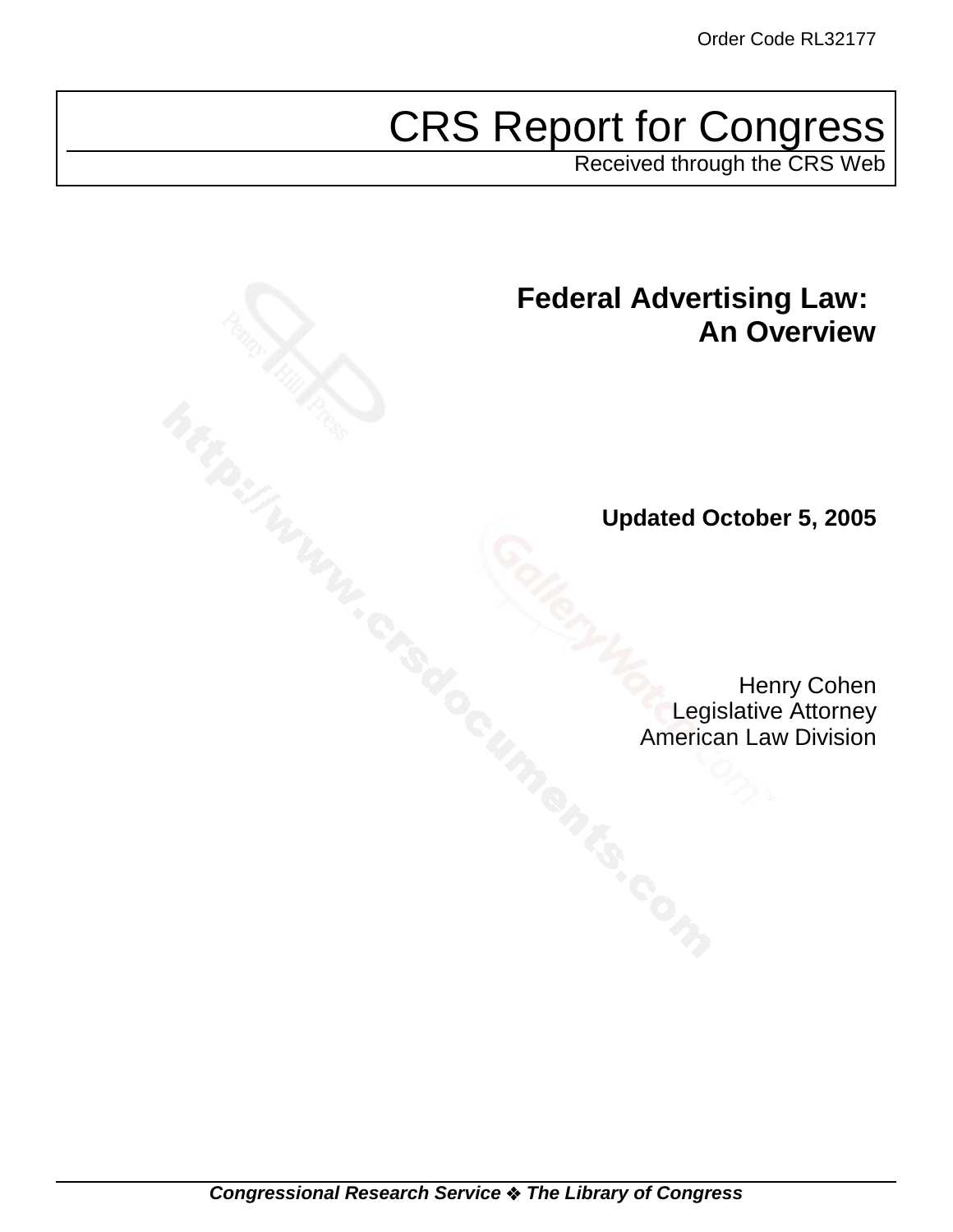Order Code RL32177

# CRS Report for Congress

Received through the CRS Web

## Federal Advertising Law: An Overview

**Updated October 5, 2005**

Henry Cohen
Legislative Attorney
American Law Division

***Congressional Research Service ❖ The Library of Congress***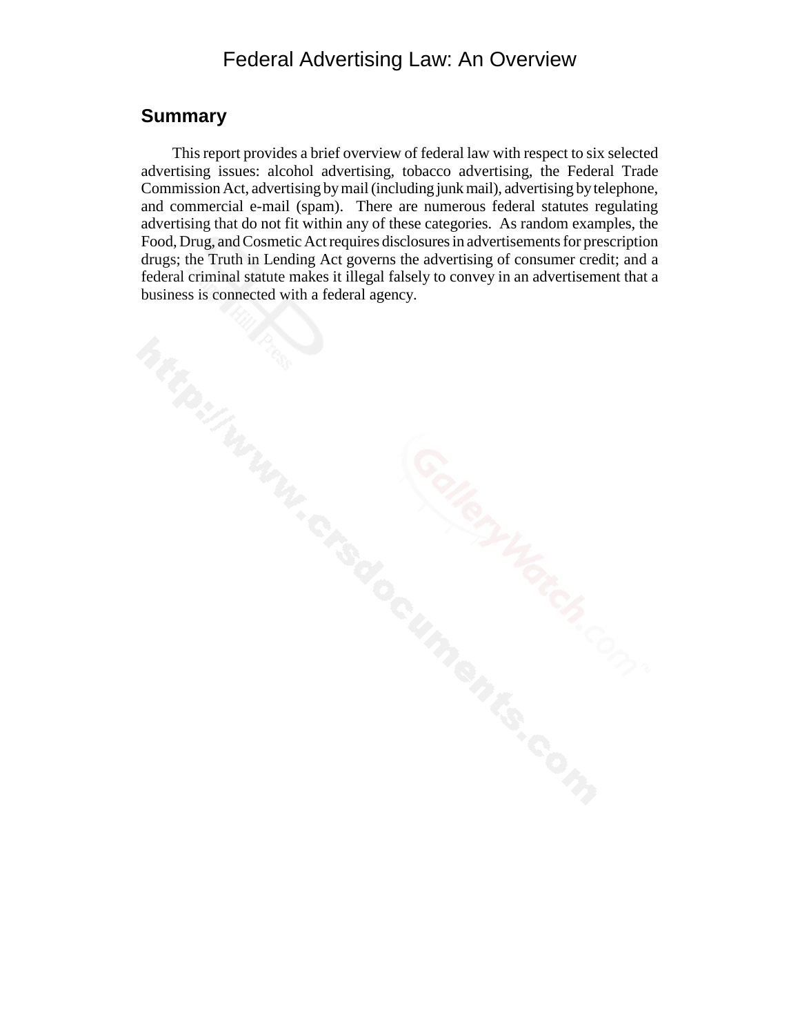# Federal Advertising Law: An Overview

## Summary

This report provides a brief overview of federal law with respect to six selected advertising issues: alcohol advertising, tobacco advertising, the Federal Trade Commission Act, advertising by mail (including junk mail), advertising by telephone, and commercial e-mail (spam). There are numerous federal statutes regulating advertising that do not fit within any of these categories. As random examples, the Food, Drug, and Cosmetic Act requires disclosures in advertisements for prescription drugs; the Truth in Lending Act governs the advertising of consumer credit; and a federal criminal statute makes it illegal falsely to convey in an advertisement that a business is connected with a federal agency.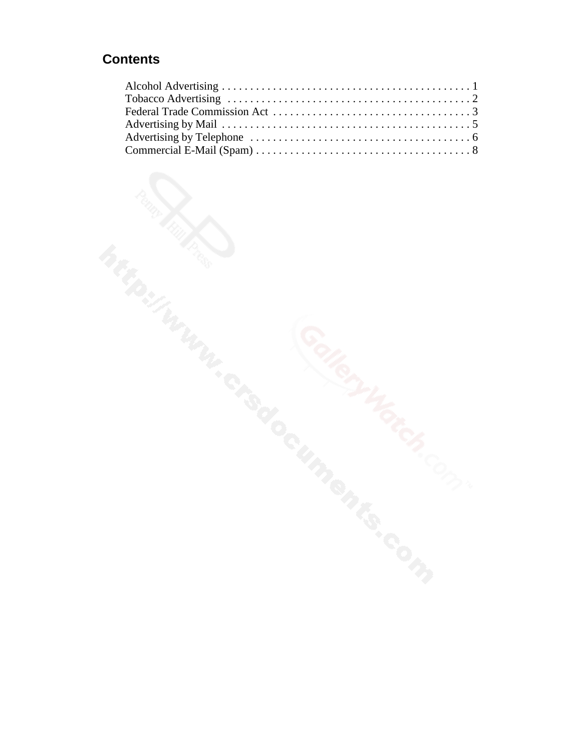## Contents

Alcohol Advertising . . . . . . . . . . . . . . . . . . . . . . . . . . . . . . . . . . . . . . . . . . . . 1
Tobacco Advertising . . . . . . . . . . . . . . . . . . . . . . . . . . . . . . . . . . . . . . . . . . . 2
Federal Trade Commission Act . . . . . . . . . . . . . . . . . . . . . . . . . . . . . . . . . . . 3
Advertising by Mail . . . . . . . . . . . . . . . . . . . . . . . . . . . . . . . . . . . . . . . . . . . . 5
Advertising by Telephone . . . . . . . . . . . . . . . . . . . . . . . . . . . . . . . . . . . . . . . 6
Commercial E-Mail (Spam) . . . . . . . . . . . . . . . . . . . . . . . . . . . . . . . . . . . . . . 8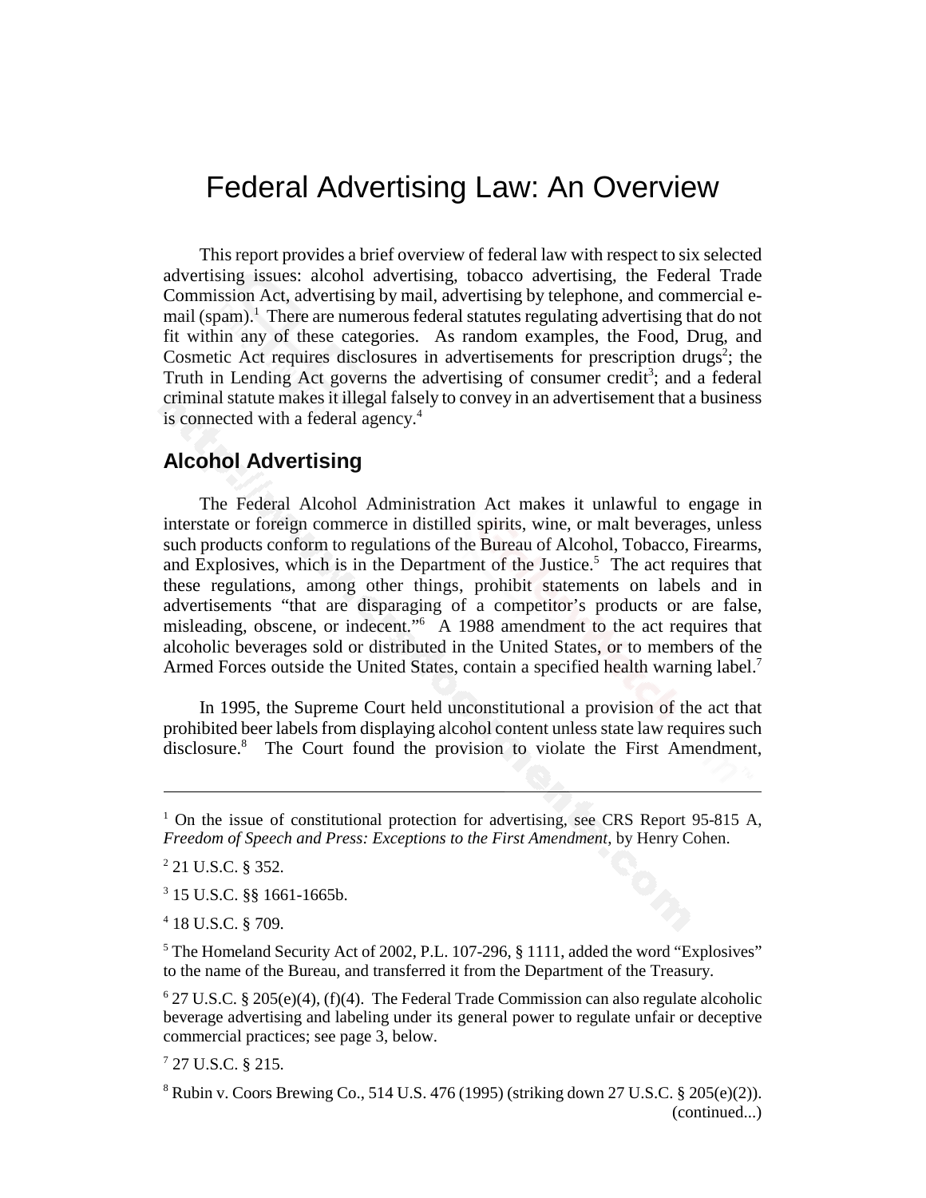# Federal Advertising Law: An Overview

This report provides a brief overview of federal law with respect to six selected advertising issues: alcohol advertising, tobacco advertising, the Federal Trade Commission Act, advertising by mail, advertising by telephone, and commercial e-mail (spam).[1] There are numerous federal statutes regulating advertising that do not fit within any of these categories. As random examples, the Food, Drug, and Cosmetic Act requires disclosures in advertisements for prescription drugs[2]; the Truth in Lending Act governs the advertising of consumer credit[3]; and a federal criminal statute makes it illegal falsely to convey in an advertisement that a business is connected with a federal agency.[4]

## Alcohol Advertising

The Federal Alcohol Administration Act makes it unlawful to engage in interstate or foreign commerce in distilled spirits, wine, or malt beverages, unless such products conform to regulations of the Bureau of Alcohol, Tobacco, Firearms, and Explosives, which is in the Department of the Justice.[5] The act requires that these regulations, among other things, prohibit statements on labels and in advertisements "that are disparaging of a competitor's products or are false, misleading, obscene, or indecent."[6] A 1988 amendment to the act requires that alcoholic beverages sold or distributed in the United States, or to members of the Armed Forces outside the United States, contain a specified health warning label.[7]

In 1995, the Supreme Court held unconstitutional a provision of the act that prohibited beer labels from displaying alcohol content unless state law requires such disclosure.[8] The Court found the provision to violate the First Amendment,

---

[1] On the issue of constitutional protection for advertising, see CRS Report 95-815 A, *Freedom of Speech and Press: Exceptions to the First Amendment*, by Henry Cohen.

[2] 21 U.S.C. § 352.

[3] 15 U.S.C. §§ 1661-1665b.

[4] 18 U.S.C. § 709.

[5] The Homeland Security Act of 2002, P.L. 107-296, § 1111, added the word "Explosives" to the name of the Bureau, and transferred it from the Department of the Treasury.

[6] 27 U.S.C. § 205(e)(4), (f)(4). The Federal Trade Commission can also regulate alcoholic beverage advertising and labeling under its general power to regulate unfair or deceptive commercial practices; see page 3, below.

[7] 27 U.S.C. § 215.

[8] Rubin v. Coors Brewing Co., 514 U.S. 476 (1995) (striking down 27 U.S.C. § 205(e)(2)). (continued...)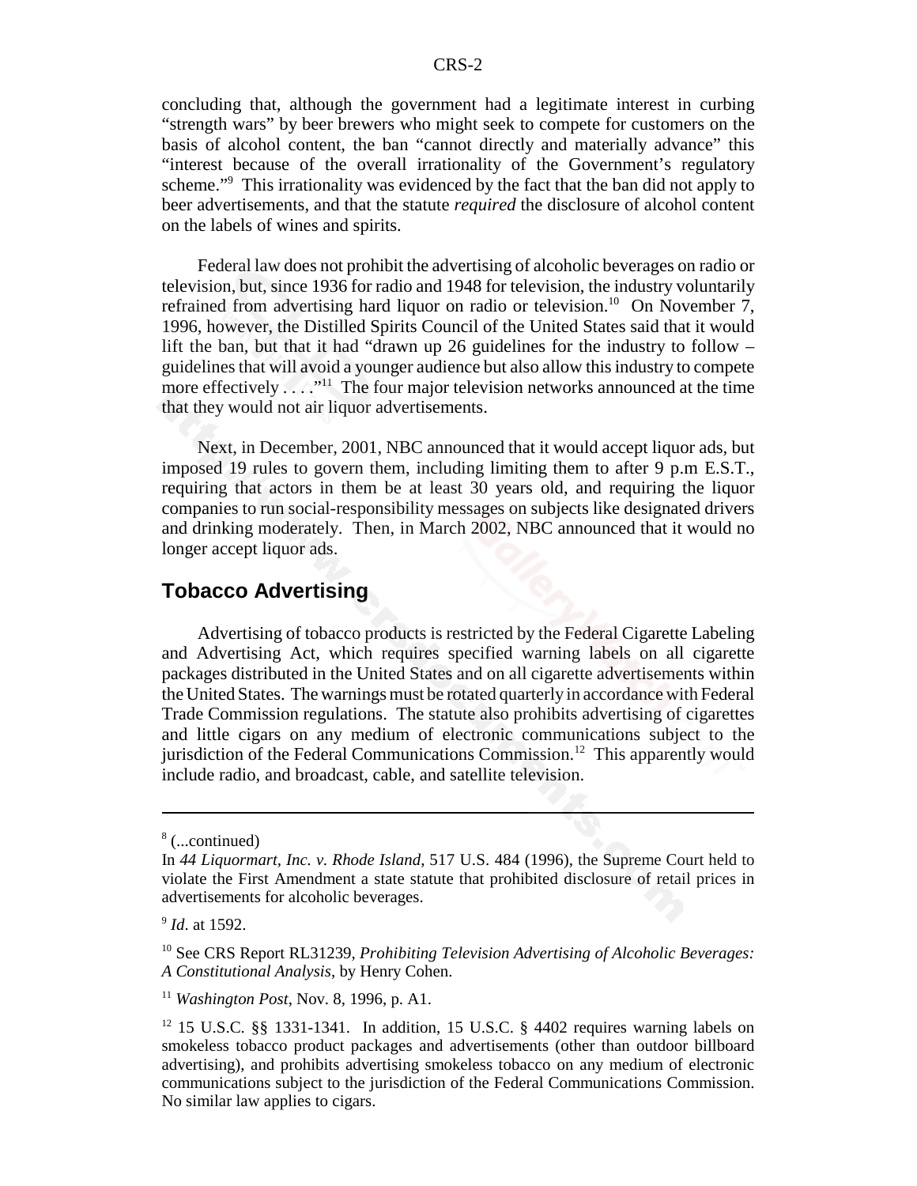concluding that, although the government had a legitimate interest in curbing "strength wars" by beer brewers who might seek to compete for customers on the basis of alcohol content, the ban "cannot directly and materially advance" this "interest because of the overall irrationality of the Government's regulatory scheme."[9] This irrationality was evidenced by the fact that the ban did not apply to beer advertisements, and that the statute *required* the disclosure of alcohol content on the labels of wines and spirits.

Federal law does not prohibit the advertising of alcoholic beverages on radio or television, but, since 1936 for radio and 1948 for television, the industry voluntarily refrained from advertising hard liquor on radio or television.[10] On November 7, 1996, however, the Distilled Spirits Council of the United States said that it would lift the ban, but that it had "drawn up 26 guidelines for the industry to follow – guidelines that will avoid a younger audience but also allow this industry to compete more effectively . . . ."[11] The four major television networks announced at the time that they would not air liquor advertisements.

Next, in December, 2001, NBC announced that it would accept liquor ads, but imposed 19 rules to govern them, including limiting them to after 9 p.m E.S.T., requiring that actors in them be at least 30 years old, and requiring the liquor companies to run social-responsibility messages on subjects like designated drivers and drinking moderately. Then, in March 2002, NBC announced that it would no longer accept liquor ads.

## Tobacco Advertising

Advertising of tobacco products is restricted by the Federal Cigarette Labeling and Advertising Act, which requires specified warning labels on all cigarette packages distributed in the United States and on all cigarette advertisements within the United States. The warnings must be rotated quarterly in accordance with Federal Trade Commission regulations. The statute also prohibits advertising of cigarettes and little cigars on any medium of electronic communications subject to the jurisdiction of the Federal Communications Commission.[12] This apparently would include radio, and broadcast, cable, and satellite television.

---

[8] (...continued)
In *44 Liquormart, Inc. v. Rhode Island*, 517 U.S. 484 (1996), the Supreme Court held to violate the First Amendment a state statute that prohibited disclosure of retail prices in advertisements for alcoholic beverages.

[9] *Id*. at 1592.

[10] See CRS Report RL31239, *Prohibiting Television Advertising of Alcoholic Beverages: A Constitutional Analysis*, by Henry Cohen.

[11] *Washington Post*, Nov. 8, 1996, p. A1.

[12] 15 U.S.C. §§ 1331-1341. In addition, 15 U.S.C. § 4402 requires warning labels on smokeless tobacco product packages and advertisements (other than outdoor billboard advertising), and prohibits advertising smokeless tobacco on any medium of electronic communications subject to the jurisdiction of the Federal Communications Commission. No similar law applies to cigars.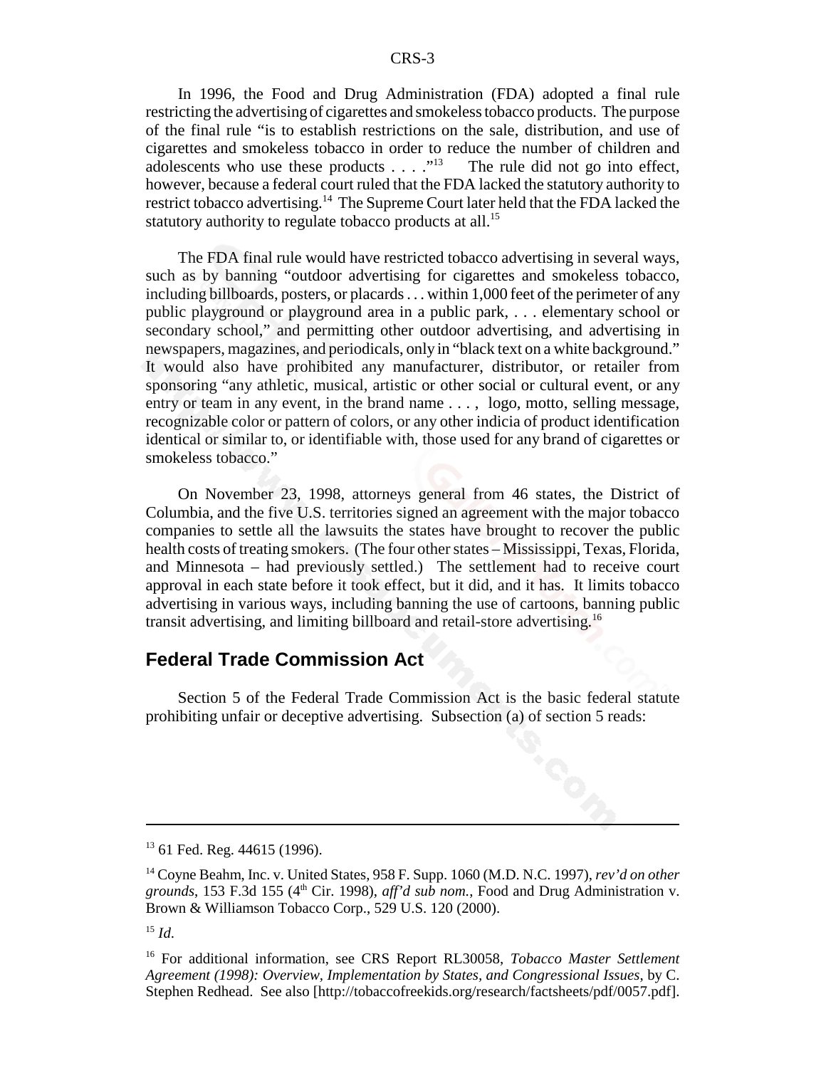In 1996, the Food and Drug Administration (FDA) adopted a final rule restricting the advertising of cigarettes and smokeless tobacco products. The purpose of the final rule "is to establish restrictions on the sale, distribution, and use of cigarettes and smokeless tobacco in order to reduce the number of children and adolescents who use these products . . . ."[13] The rule did not go into effect, however, because a federal court ruled that the FDA lacked the statutory authority to restrict tobacco advertising.[14] The Supreme Court later held that the FDA lacked the statutory authority to regulate tobacco products at all.[15]

The FDA final rule would have restricted tobacco advertising in several ways, such as by banning "outdoor advertising for cigarettes and smokeless tobacco, including billboards, posters, or placards . . . within 1,000 feet of the perimeter of any public playground or playground area in a public park, . . . elementary school or secondary school," and permitting other outdoor advertising, and advertising in newspapers, magazines, and periodicals, only in "black text on a white background." It would also have prohibited any manufacturer, distributor, or retailer from sponsoring "any athletic, musical, artistic or other social or cultural event, or any entry or team in any event, in the brand name . . . , logo, motto, selling message, recognizable color or pattern of colors, or any other indicia of product identification identical or similar to, or identifiable with, those used for any brand of cigarettes or smokeless tobacco."

On November 23, 1998, attorneys general from 46 states, the District of Columbia, and the five U.S. territories signed an agreement with the major tobacco companies to settle all the lawsuits the states have brought to recover the public health costs of treating smokers. (The four other states – Mississippi, Texas, Florida, and Minnesota – had previously settled.) The settlement had to receive court approval in each state before it took effect, but it did, and it has. It limits tobacco advertising in various ways, including banning the use of cartoons, banning public transit advertising, and limiting billboard and retail-store advertising.[16]

## Federal Trade Commission Act

Section 5 of the Federal Trade Commission Act is the basic federal statute prohibiting unfair or deceptive advertising. Subsection (a) of section 5 reads:

---

[13] 61 Fed. Reg. 44615 (1996).

[14] Coyne Beahm, Inc. v. United States, 958 F. Supp. 1060 (M.D. N.C. 1997), *rev'd on other grounds*, 153 F.3d 155 (4th Cir. 1998), *aff'd sub nom.*, Food and Drug Administration v. Brown & Williamson Tobacco Corp., 529 U.S. 120 (2000).

[15] *Id.*

[16] For additional information, see CRS Report RL30058, *Tobacco Master Settlement Agreement (1998): Overview, Implementation by States, and Congressional Issues*, by C. Stephen Redhead. See also [http://tobaccofreekids.org/research/factsheets/pdf/0057.pdf].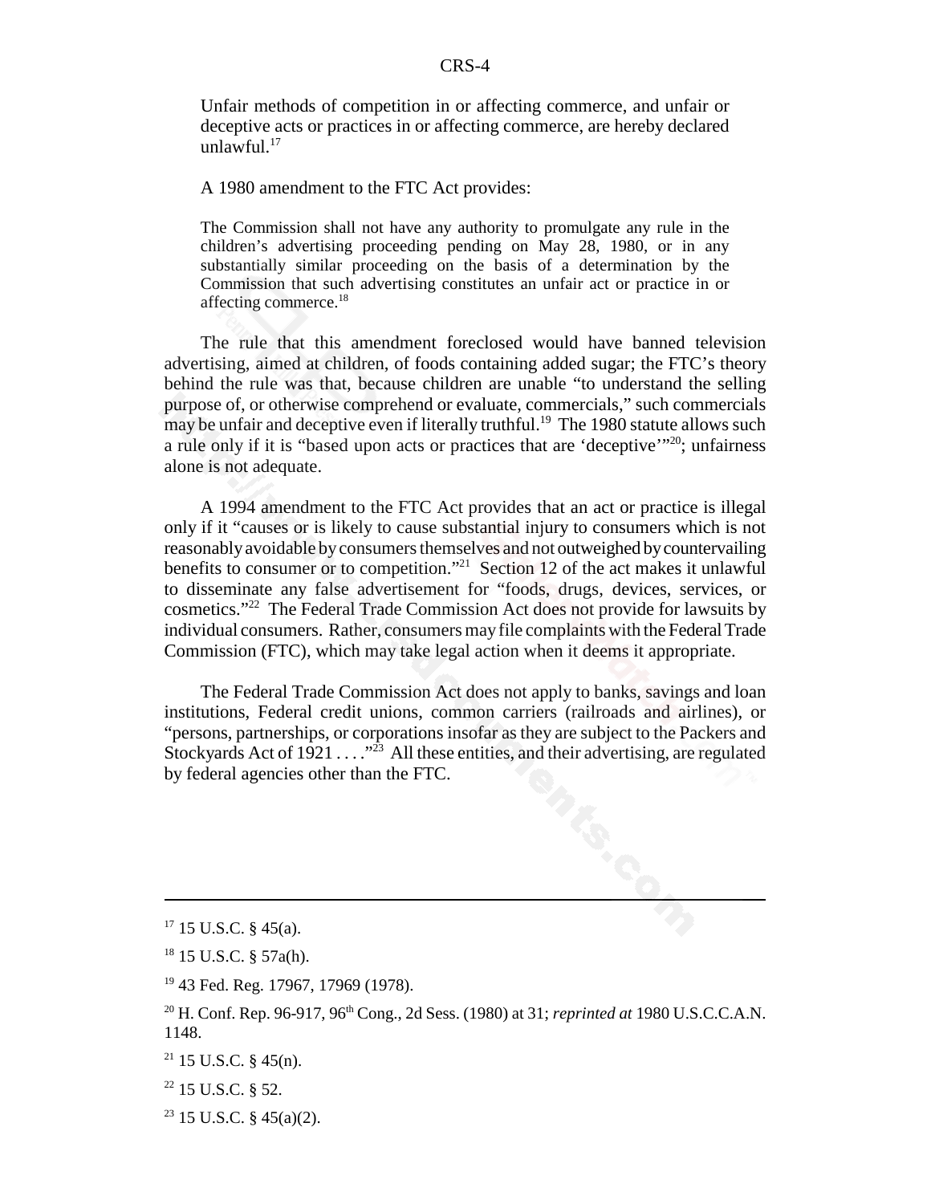> Unfair methods of competition in or affecting commerce, and unfair or deceptive acts or practices in or affecting commerce, are hereby declared unlawful.[17]

A 1980 amendment to the FTC Act provides:

> The Commission shall not have any authority to promulgate any rule in the children's advertising proceeding pending on May 28, 1980, or in any substantially similar proceeding on the basis of a determination by the Commission that such advertising constitutes an unfair act or practice in or affecting commerce.[18]

The rule that this amendment foreclosed would have banned television advertising, aimed at children, of foods containing added sugar; the FTC's theory behind the rule was that, because children are unable "to understand the selling purpose of, or otherwise comprehend or evaluate, commercials," such commercials may be unfair and deceptive even if literally truthful.[19] The 1980 statute allows such a rule only if it is "based upon acts or practices that are 'deceptive'"[20]; unfairness alone is not adequate.

A 1994 amendment to the FTC Act provides that an act or practice is illegal only if it "causes or is likely to cause substantial injury to consumers which is not reasonably avoidable by consumers themselves and not outweighed by countervailing benefits to consumer or to competition."[21] Section 12 of the act makes it unlawful to disseminate any false advertisement for "foods, drugs, devices, services, or cosmetics."[22] The Federal Trade Commission Act does not provide for lawsuits by individual consumers. Rather, consumers may file complaints with the Federal Trade Commission (FTC), which may take legal action when it deems it appropriate.

The Federal Trade Commission Act does not apply to banks, savings and loan institutions, Federal credit unions, common carriers (railroads and airlines), or "persons, partnerships, or corporations insofar as they are subject to the Packers and Stockyards Act of 1921 . . . ."[23] All these entities, and their advertising, are regulated by federal agencies other than the FTC.

---

[17] 15 U.S.C. § 45(a).

[18] 15 U.S.C. § 57a(h).

[19] 43 Fed. Reg. 17967, 17969 (1978).

[20] H. Conf. Rep. 96-917, 96th Cong., 2d Sess. (1980) at 31; *reprinted at* 1980 U.S.C.C.A.N. 1148.

[21] 15 U.S.C. § 45(n).

[22] 15 U.S.C. § 52.

[23] 15 U.S.C. § 45(a)(2).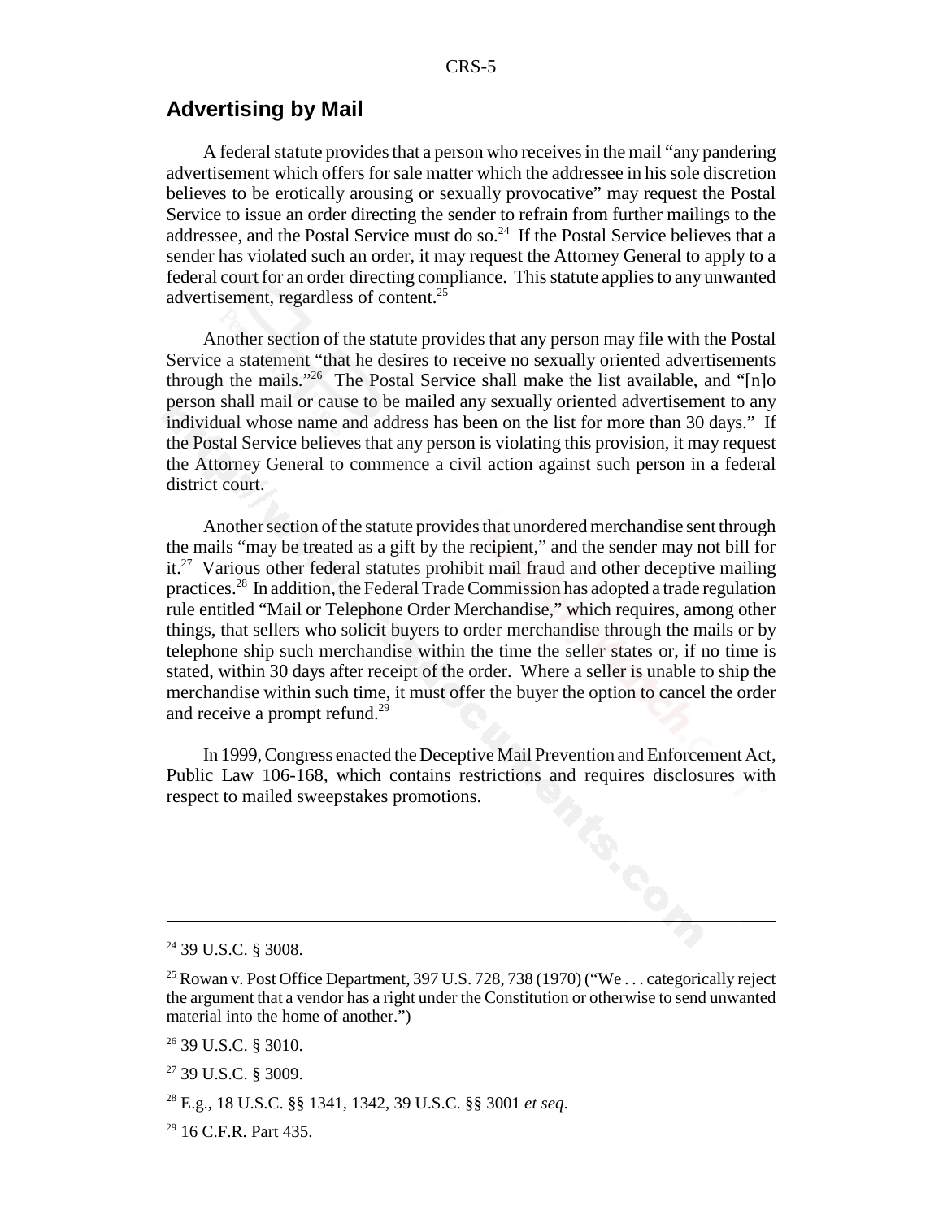## Advertising by Mail

A federal statute provides that a person who receives in the mail "any pandering advertisement which offers for sale matter which the addressee in his sole discretion believes to be erotically arousing or sexually provocative" may request the Postal Service to issue an order directing the sender to refrain from further mailings to the addressee, and the Postal Service must do so.[24] If the Postal Service believes that a sender has violated such an order, it may request the Attorney General to apply to a federal court for an order directing compliance. This statute applies to any unwanted advertisement, regardless of content.[25]

Another section of the statute provides that any person may file with the Postal Service a statement "that he desires to receive no sexually oriented advertisements through the mails."[26] The Postal Service shall make the list available, and "[n]o person shall mail or cause to be mailed any sexually oriented advertisement to any individual whose name and address has been on the list for more than 30 days." If the Postal Service believes that any person is violating this provision, it may request the Attorney General to commence a civil action against such person in a federal district court.

Another section of the statute provides that unordered merchandise sent through the mails "may be treated as a gift by the recipient," and the sender may not bill for it.[27] Various other federal statutes prohibit mail fraud and other deceptive mailing practices.[28] In addition, the Federal Trade Commission has adopted a trade regulation rule entitled "Mail or Telephone Order Merchandise," which requires, among other things, that sellers who solicit buyers to order merchandise through the mails or by telephone ship such merchandise within the time the seller states or, if no time is stated, within 30 days after receipt of the order. Where a seller is unable to ship the merchandise within such time, it must offer the buyer the option to cancel the order and receive a prompt refund.[29]

In 1999, Congress enacted the Deceptive Mail Prevention and Enforcement Act, Public Law 106-168, which contains restrictions and requires disclosures with respect to mailed sweepstakes promotions.

---

[24] 39 U.S.C. § 3008.

[25] Rowan v. Post Office Department, 397 U.S. 728, 738 (1970) ("We . . . categorically reject the argument that a vendor has a right under the Constitution or otherwise to send unwanted material into the home of another.")

[26] 39 U.S.C. § 3010.

[27] 39 U.S.C. § 3009.

[28] E.g., 18 U.S.C. §§ 1341, 1342, 39 U.S.C. §§ 3001 *et seq*.

[29] 16 C.F.R. Part 435.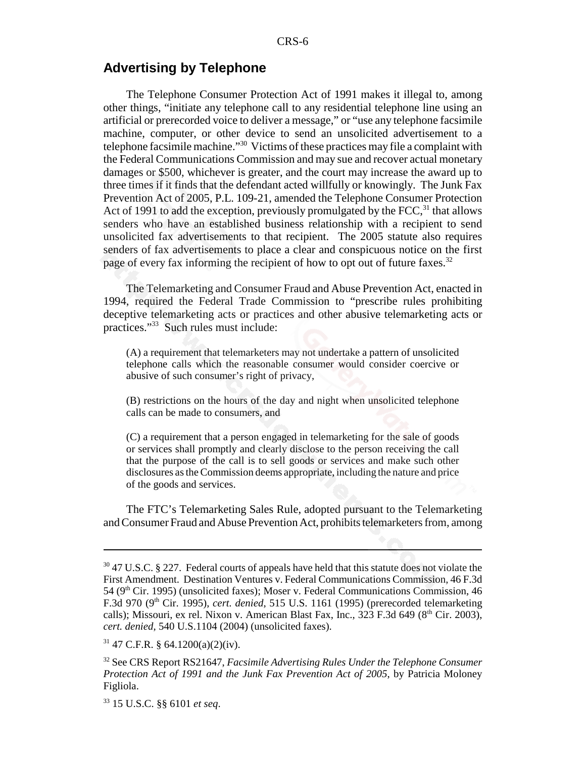## Advertising by Telephone

The Telephone Consumer Protection Act of 1991 makes it illegal to, among other things, "initiate any telephone call to any residential telephone line using an artificial or prerecorded voice to deliver a message," or "use any telephone facsimile machine, computer, or other device to send an unsolicited advertisement to a telephone facsimile machine."[30] Victims of these practices may file a complaint with the Federal Communications Commission and may sue and recover actual monetary damages or $500, whichever is greater, and the court may increase the award up to three times if it finds that the defendant acted willfully or knowingly. The Junk Fax Prevention Act of 2005, P.L. 109-21, amended the Telephone Consumer Protection Act of 1991 to add the exception, previously promulgated by the FCC,[31] that allows senders who have an established business relationship with a recipient to send unsolicited fax advertisements to that recipient. The 2005 statute also requires senders of fax advertisements to place a clear and conspicuous notice on the first page of every fax informing the recipient of how to opt out of future faxes.[32]

The Telemarketing and Consumer Fraud and Abuse Prevention Act, enacted in 1994, required the Federal Trade Commission to "prescribe rules prohibiting deceptive telemarketing acts or practices and other abusive telemarketing acts or practices."[33] Such rules must include:

> (A) a requirement that telemarketers may not undertake a pattern of unsolicited telephone calls which the reasonable consumer would consider coercive or abusive of such consumer's right of privacy,
>
> (B) restrictions on the hours of the day and night when unsolicited telephone calls can be made to consumers, and
>
> (C) a requirement that a person engaged in telemarketing for the sale of goods or services shall promptly and clearly disclose to the person receiving the call that the purpose of the call is to sell goods or services and make such other disclosures as the Commission deems appropriate, including the nature and price of the goods and services.

The FTC's Telemarketing Sales Rule, adopted pursuant to the Telemarketing and Consumer Fraud and Abuse Prevention Act, prohibits telemarketers from, among

---

[30] 47 U.S.C. § 227. Federal courts of appeals have held that this statute does not violate the First Amendment. Destination Ventures v. Federal Communications Commission, 46 F.3d 54 (9th Cir. 1995) (unsolicited faxes); Moser v. Federal Communications Commission, 46 F.3d 970 (9th Cir. 1995), *cert. denied*, 515 U.S. 1161 (1995) (prerecorded telemarketing calls); Missouri, ex rel. Nixon v. American Blast Fax, Inc., 323 F.3d 649 (8th Cir. 2003), *cert. denied*, 540 U.S.1104 (2004) (unsolicited faxes).

[31] 47 C.F.R. § 64.1200(a)(2)(iv).

[32] See CRS Report RS21647, *Facsimile Advertising Rules Under the Telephone Consumer Protection Act of 1991 and the Junk Fax Prevention Act of 2005*, by Patricia Moloney Figliola.

[33] 15 U.S.C. §§ 6101 *et seq*.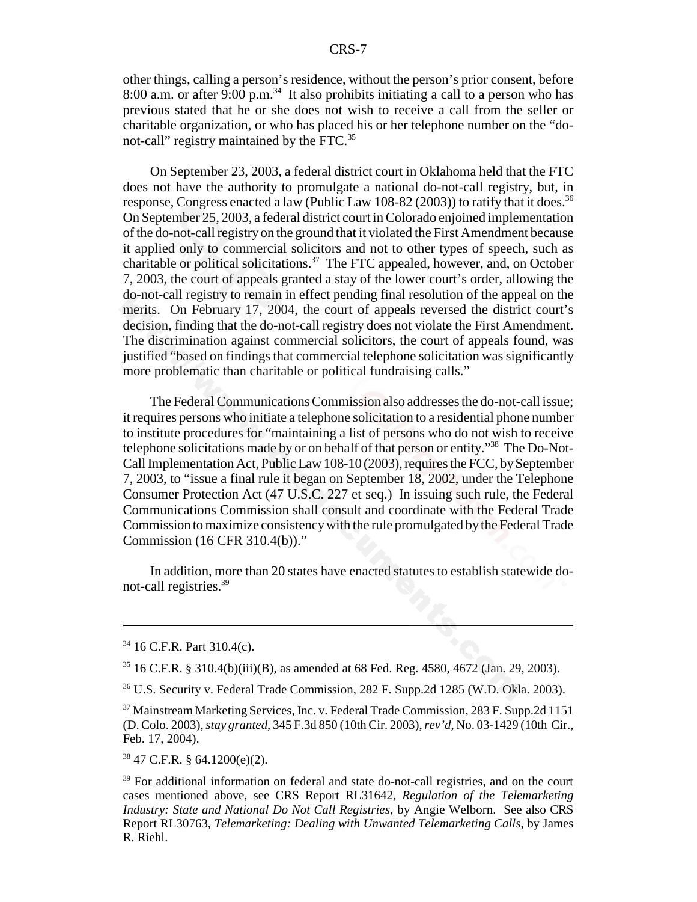other things, calling a person's residence, without the person's prior consent, before 8:00 a.m. or after 9:00 p.m.[34] It also prohibits initiating a call to a person who has previous stated that he or she does not wish to receive a call from the seller or charitable organization, or who has placed his or her telephone number on the "do-not-call" registry maintained by the FTC.[35]

On September 23, 2003, a federal district court in Oklahoma held that the FTC does not have the authority to promulgate a national do-not-call registry, but, in response, Congress enacted a law (Public Law 108-82 (2003)) to ratify that it does.[36] On September 25, 2003, a federal district court in Colorado enjoined implementation of the do-not-call registry on the ground that it violated the First Amendment because it applied only to commercial solicitors and not to other types of speech, such as charitable or political solicitations.[37] The FTC appealed, however, and, on October 7, 2003, the court of appeals granted a stay of the lower court's order, allowing the do-not-call registry to remain in effect pending final resolution of the appeal on the merits. On February 17, 2004, the court of appeals reversed the district court's decision, finding that the do-not-call registry does not violate the First Amendment. The discrimination against commercial solicitors, the court of appeals found, was justified "based on findings that commercial telephone solicitation was significantly more problematic than charitable or political fundraising calls."

The Federal Communications Commission also addresses the do-not-call issue; it requires persons who initiate a telephone solicitation to a residential phone number to institute procedures for "maintaining a list of persons who do not wish to receive telephone solicitations made by or on behalf of that person or entity."[38] The Do-Not-Call Implementation Act, Public Law 108-10 (2003), requires the FCC, by September 7, 2003, to "issue a final rule it began on September 18, 2002, under the Telephone Consumer Protection Act (47 U.S.C. 227 et seq.) In issuing such rule, the Federal Communications Commission shall consult and coordinate with the Federal Trade Commission to maximize consistency with the rule promulgated by the Federal Trade Commission (16 CFR 310.4(b))."

In addition, more than 20 states have enacted statutes to establish statewide do-not-call registries.[39]

---

[34] 16 C.F.R. Part 310.4(c).

[35] 16 C.F.R. § 310.4(b)(iii)(B), as amended at 68 Fed. Reg. 4580, 4672 (Jan. 29, 2003).

[36] U.S. Security v. Federal Trade Commission, 282 F. Supp.2d 1285 (W.D. Okla. 2003).

[37] Mainstream Marketing Services, Inc. v. Federal Trade Commission, 283 F. Supp.2d 1151 (D. Colo. 2003), *stay granted*, 345 F.3d 850 (10th Cir. 2003), *rev'd*, No. 03-1429 (10th Cir., Feb. 17, 2004).

[38] 47 C.F.R. § 64.1200(e)(2).

[39] For additional information on federal and state do-not-call registries, and on the court cases mentioned above, see CRS Report RL31642, *Regulation of the Telemarketing Industry: State and National Do Not Call Registries*, by Angie Welborn. See also CRS Report RL30763, *Telemarketing: Dealing with Unwanted Telemarketing Calls*, by James R. Riehl.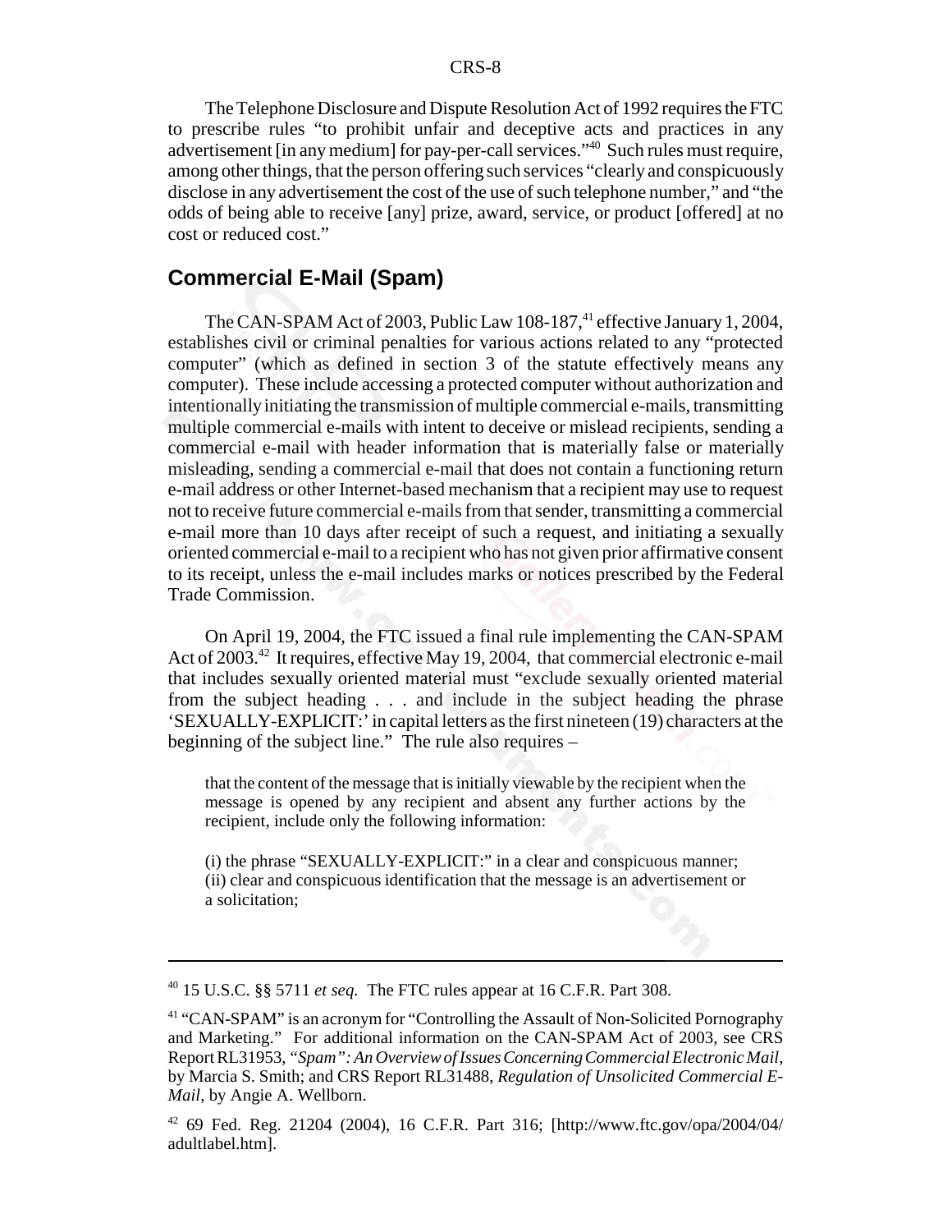The Telephone Disclosure and Dispute Resolution Act of 1992 requires the FTC to prescribe rules "to prohibit unfair and deceptive acts and practices in any advertisement [in any medium] for pay-per-call services."[40] Such rules must require, among other things, that the person offering such services "clearly and conspicuously disclose in any advertisement the cost of the use of such telephone number," and "the odds of being able to receive [any] prize, award, service, or product [offered] at no cost or reduced cost."

## Commercial E-Mail (Spam)

The CAN-SPAM Act of 2003, Public Law 108-187,[41] effective January 1, 2004, establishes civil or criminal penalties for various actions related to any "protected computer" (which as defined in section 3 of the statute effectively means any computer). These include accessing a protected computer without authorization and intentionally initiating the transmission of multiple commercial e-mails, transmitting multiple commercial e-mails with intent to deceive or mislead recipients, sending a commercial e-mail with header information that is materially false or materially misleading, sending a commercial e-mail that does not contain a functioning return e-mail address or other Internet-based mechanism that a recipient may use to request not to receive future commercial e-mails from that sender, transmitting a commercial e-mail more than 10 days after receipt of such a request, and initiating a sexually oriented commercial e-mail to a recipient who has not given prior affirmative consent to its receipt, unless the e-mail includes marks or notices prescribed by the Federal Trade Commission.

On April 19, 2004, the FTC issued a final rule implementing the CAN-SPAM Act of 2003.[42] It requires, effective May 19, 2004, that commercial electronic e-mail that includes sexually oriented material must "exclude sexually oriented material from the subject heading . . . and include in the subject heading the phrase 'SEXUALLY-EXPLICIT:' in capital letters as the first nineteen (19) characters at the beginning of the subject line." The rule also requires –

> that the content of the message that is initially viewable by the recipient when the message is opened by any recipient and absent any further actions by the recipient, include only the following information:
>
> (i) the phrase "SEXUALLY-EXPLICIT:" in a clear and conspicuous manner;
> (ii) clear and conspicuous identification that the message is an advertisement or a solicitation;

---

[40] 15 U.S.C. §§ 5711 *et seq.* The FTC rules appear at 16 C.F.R. Part 308.

[41] "CAN-SPAM" is an acronym for "Controlling the Assault of Non-Solicited Pornography and Marketing." For additional information on the CAN-SPAM Act of 2003, see CRS Report RL31953, *"Spam": An Overview of Issues Concerning Commercial Electronic Mail*, by Marcia S. Smith; and CRS Report RL31488, *Regulation of Unsolicited Commercial E-Mail*, by Angie A. Wellborn.

[42] 69 Fed. Reg. 21204 (2004), 16 C.F.R. Part 316; [http://www.ftc.gov/opa/2004/04/adultlabel.htm].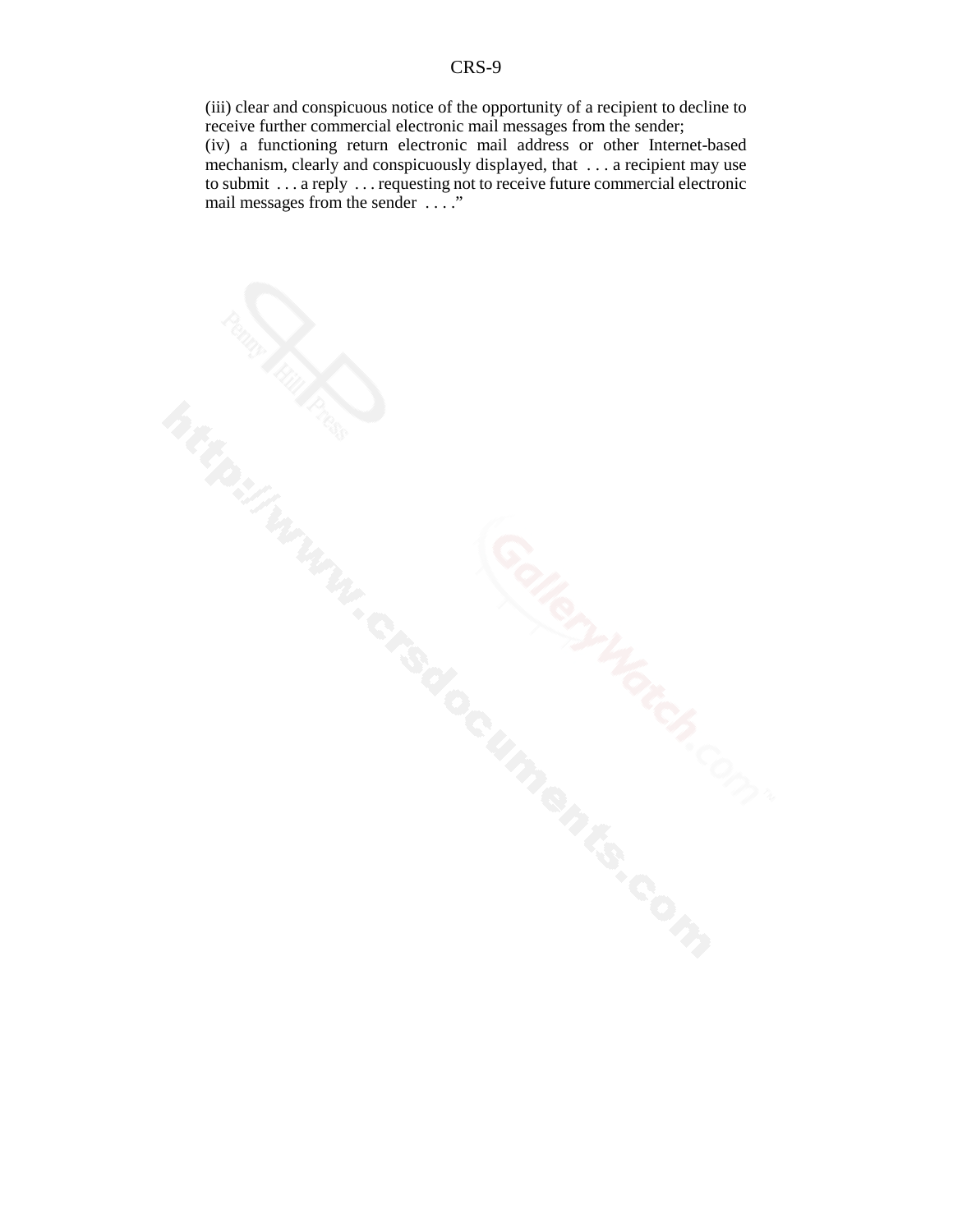(iii) clear and conspicuous notice of the opportunity of a recipient to decline to receive further commercial electronic mail messages from the sender;
(iv) a functioning return electronic mail address or other Internet-based mechanism, clearly and conspicuously displayed, that . . . a recipient may use to submit . . . a reply . . . requesting not to receive future commercial electronic mail messages from the sender . . . ."